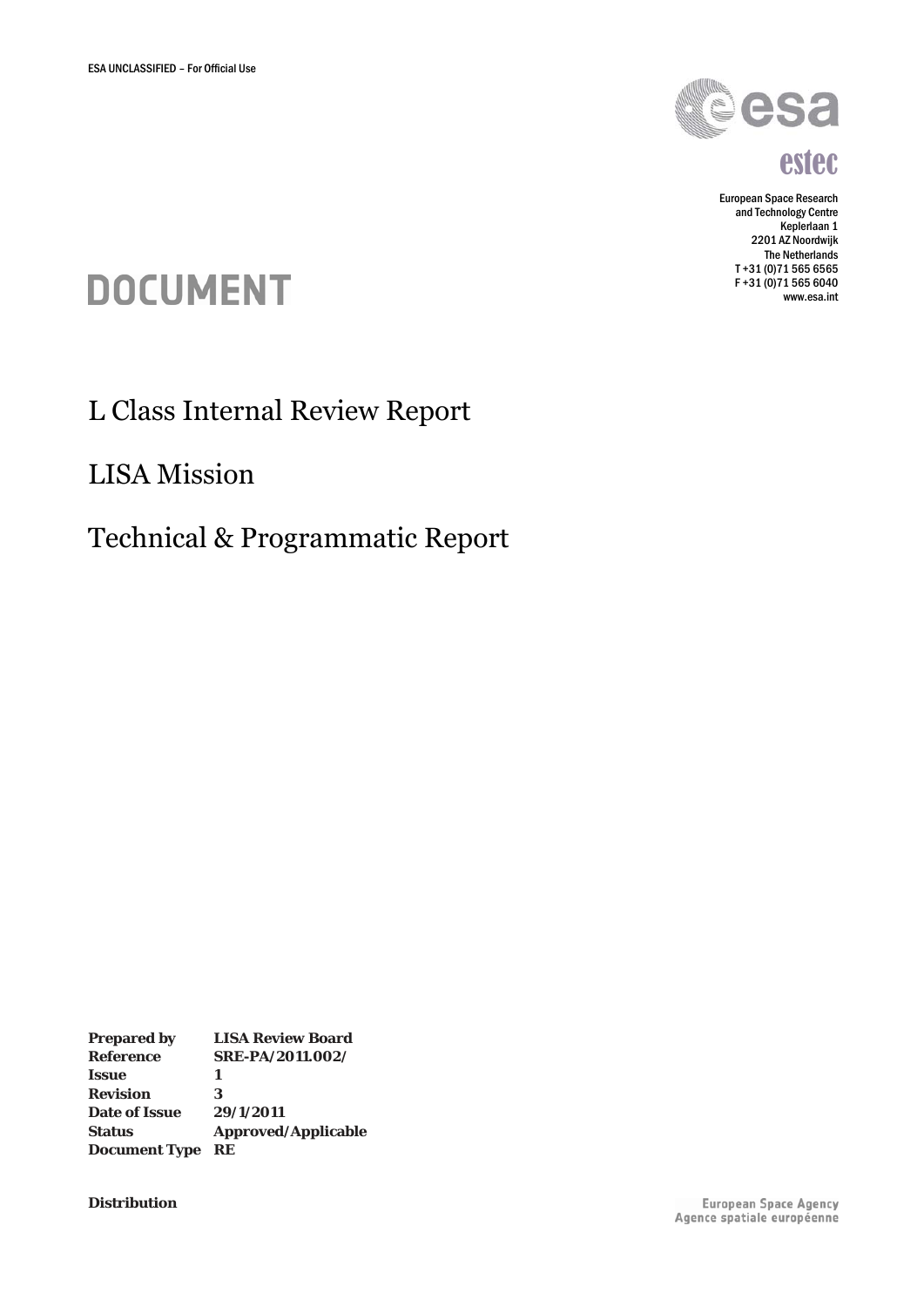ESA UNCLASSIFIED – For Official Use

European Space Research and Technology Centre
Keplerlaan 1
2201 AZ Noordwijk
The Netherlands
T +31 (0)71 565 6565
F +31 (0)71 565 6040
www.esa.int

# DOCUMENT

# L Class Internal Review Report

# LISA Mission

# Technical & Programmatic Report

| | |
|---|---|
| **Prepared by** | **LISA Review Board** |
| **Reference** | **SRE-PA/2011.002/** |
| **Issue** | **1** |
| **Revision** | **3** |
| **Date of Issue** | **29/1/2011** |
| **Status** | **Approved/Applicable** |
| **Document Type** | **RE** |

**Distribution**

European Space Agency
Agence spatiale européenne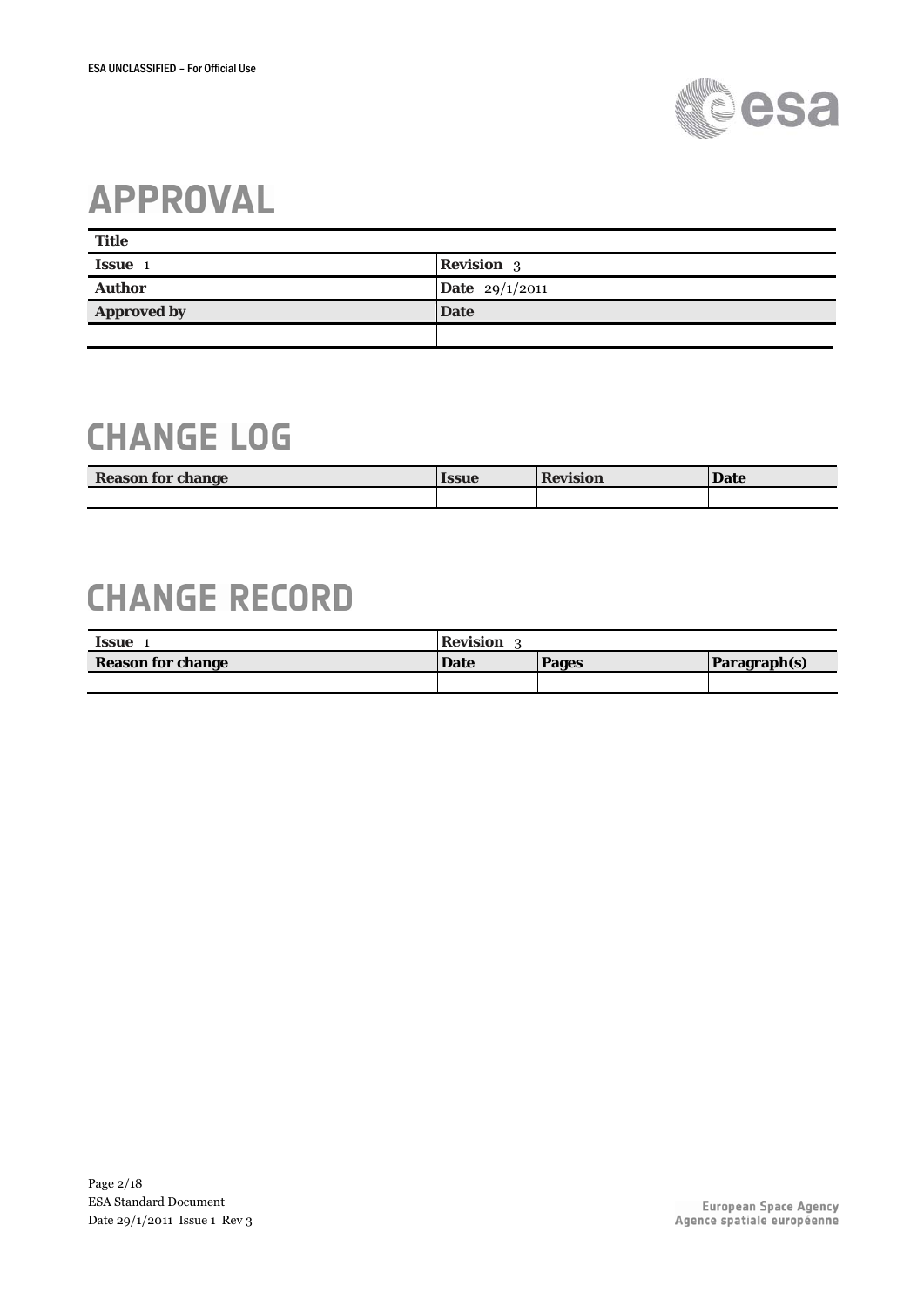# APPROVAL

| Title | |
|---|---|
| **Issue** 1 | **Revision** 3 |
| **Author** | **Date** 29/1/2011 |
| **Approved by** | **Date** |
| | |

# CHANGE LOG

| Reason for change | Issue | Revision | Date |
|---|---|---|---|
| | | | |

# CHANGE RECORD

| Issue 1 | Revision 3 | | |
|---|---|---|---|
| **Reason for change** | **Date** | **Pages** | **Paragraph(s)** |
| | | | |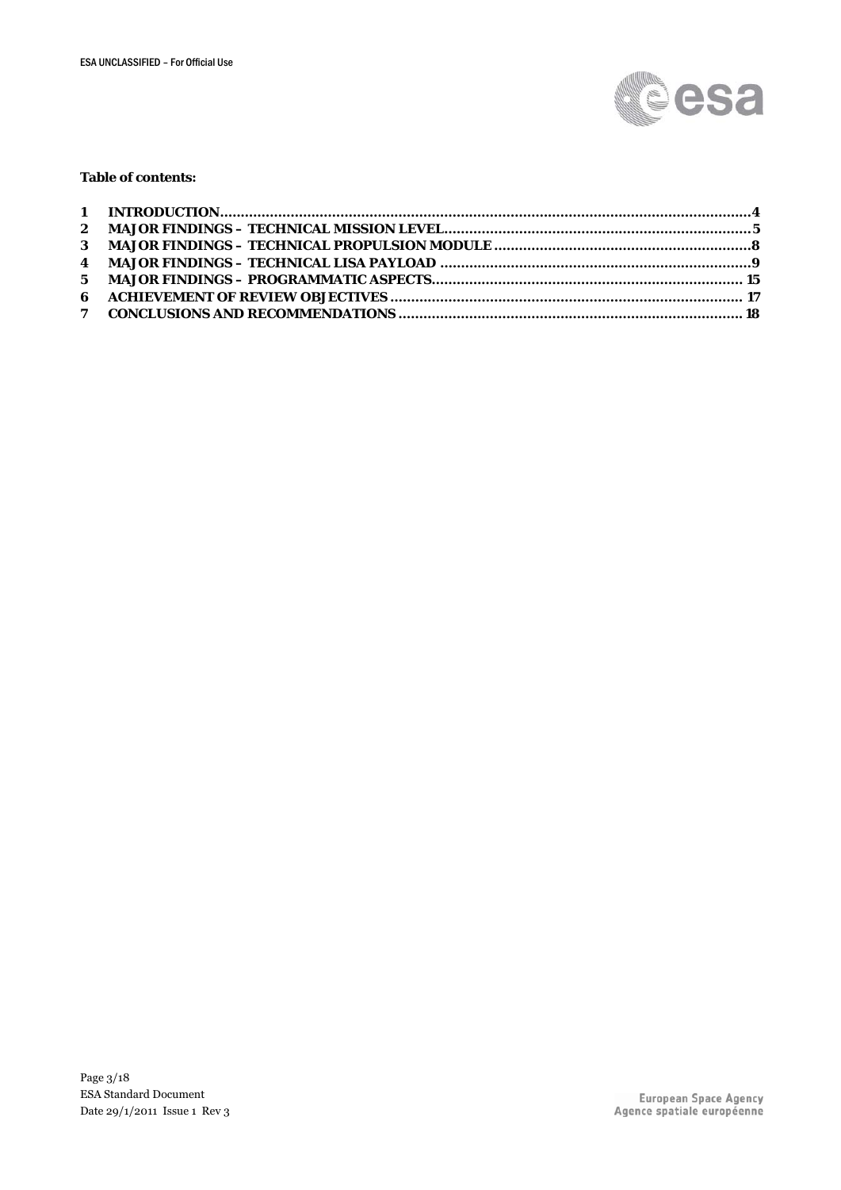**Table of contents:**

1 INTRODUCTION .................................................................................................................. 4
2 MAJOR FINDINGS – TECHNICAL MISSION LEVEL .......................................................................... 5
3 MAJOR FINDINGS – TECHNICAL PROPULSION MODULE .............................................................. 8
4 MAJOR FINDINGS – TECHNICAL LISA PAYLOAD ......................................................................... 9
5 MAJOR FINDINGS – PROGRAMMATIC ASPECTS ........................................................................... 15
6 ACHIEVEMENT OF REVIEW OBJECTIVES ..................................................................................... 17
7 CONCLUSIONS AND RECOMMENDATIONS .................................................................................. 18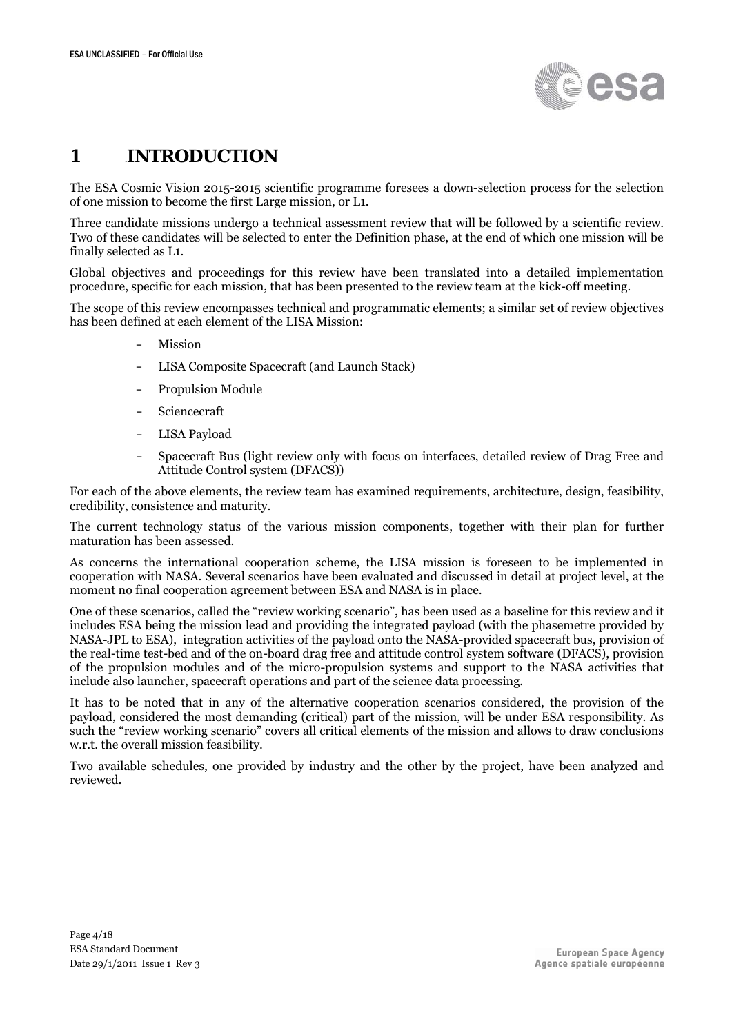# 1 INTRODUCTION

The ESA Cosmic Vision 2015-2015 scientific programme foresees a down-selection process for the selection of one mission to become the first Large mission, or L1.

Three candidate missions undergo a technical assessment review that will be followed by a scientific review. Two of these candidates will be selected to enter the Definition phase, at the end of which one mission will be finally selected as L1.

Global objectives and proceedings for this review have been translated into a detailed implementation procedure, specific for each mission, that has been presented to the review team at the kick-off meeting.

The scope of this review encompasses technical and programmatic elements; a similar set of review objectives has been defined at each element of the LISA Mission:

- Mission
- LISA Composite Spacecraft (and Launch Stack)
- Propulsion Module
- Sciencecraft
- LISA Payload
- Spacecraft Bus (light review only with focus on interfaces, detailed review of Drag Free and Attitude Control system (DFACS))

For each of the above elements, the review team has examined requirements, architecture, design, feasibility, credibility, consistence and maturity.

The current technology status of the various mission components, together with their plan for further maturation has been assessed.

As concerns the international cooperation scheme, the LISA mission is foreseen to be implemented in cooperation with NASA. Several scenarios have been evaluated and discussed in detail at project level, at the moment no final cooperation agreement between ESA and NASA is in place.

One of these scenarios, called the "review working scenario", has been used as a baseline for this review and it includes ESA being the mission lead and providing the integrated payload (with the phasemetre provided by NASA-JPL to ESA), integration activities of the payload onto the NASA-provided spacecraft bus, provision of the real-time test-bed and of the on-board drag free and attitude control system software (DFACS), provision of the propulsion modules and of the micro-propulsion systems and support to the NASA activities that include also launcher, spacecraft operations and part of the science data processing.

It has to be noted that in any of the alternative cooperation scenarios considered, the provision of the payload, considered the most demanding (critical) part of the mission, will be under ESA responsibility. As such the "review working scenario" covers all critical elements of the mission and allows to draw conclusions w.r.t. the overall mission feasibility.

Two available schedules, one provided by industry and the other by the project, have been analyzed and reviewed.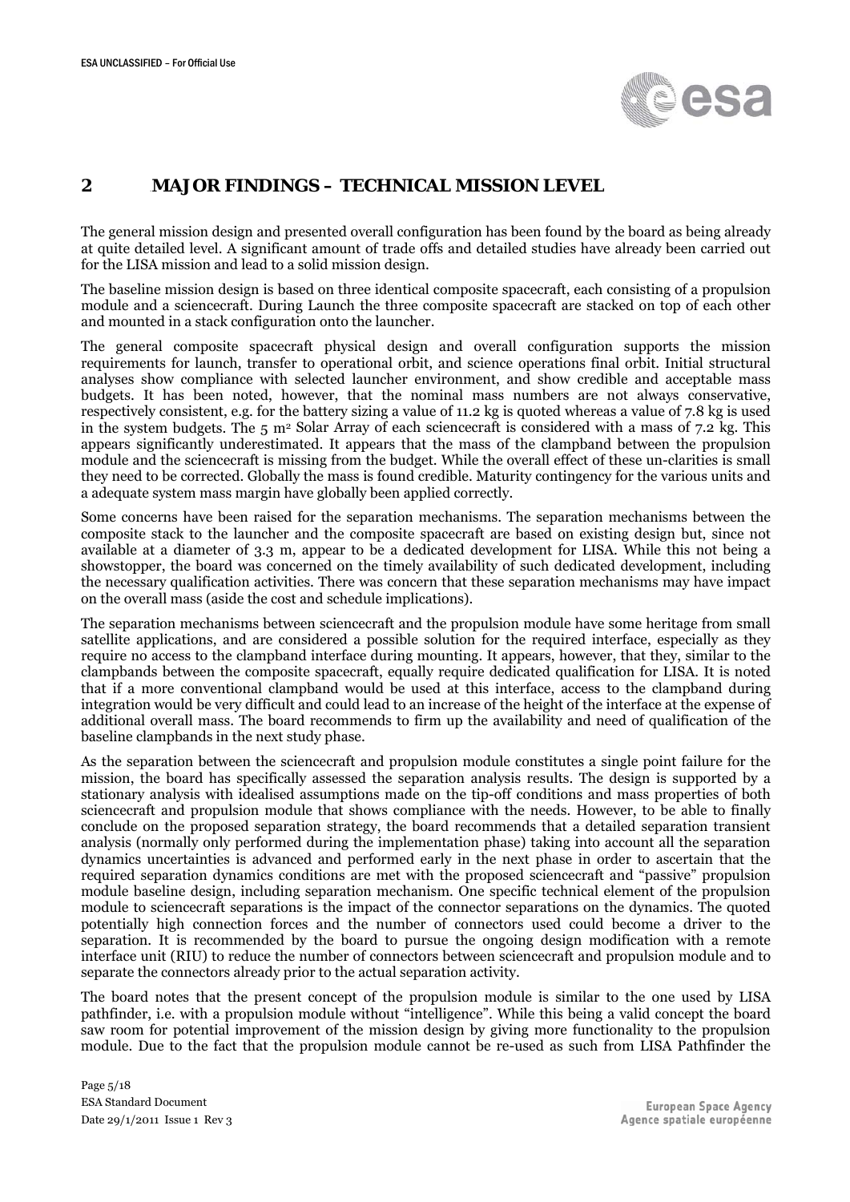## 2 MAJOR FINDINGS – TECHNICAL MISSION LEVEL

The general mission design and presented overall configuration has been found by the board as being already at quite detailed level. A significant amount of trade offs and detailed studies have already been carried out for the LISA mission and lead to a solid mission design.

The baseline mission design is based on three identical composite spacecraft, each consisting of a propulsion module and a sciencecraft. During Launch the three composite spacecraft are stacked on top of each other and mounted in a stack configuration onto the launcher.

The general composite spacecraft physical design and overall configuration supports the mission requirements for launch, transfer to operational orbit, and science operations final orbit. Initial structural analyses show compliance with selected launcher environment, and show credible and acceptable mass budgets. It has been noted, however, that the nominal mass numbers are not always conservative, respectively consistent, e.g. for the battery sizing a value of 11.2 kg is quoted whereas a value of 7.8 kg is used in the system budgets. The 5 m$^2$ Solar Array of each sciencecraft is considered with a mass of 7.2 kg. This appears significantly underestimated. It appears that the mass of the clampband between the propulsion module and the sciencecraft is missing from the budget. While the overall effect of these un-clarities is small they need to be corrected. Globally the mass is found credible. Maturity contingency for the various units and a adequate system mass margin have globally been applied correctly.

Some concerns have been raised for the separation mechanisms. The separation mechanisms between the composite stack to the launcher and the composite spacecraft are based on existing design but, since not available at a diameter of 3.3 m, appear to be a dedicated development for LISA. While this not being a showstopper, the board was concerned on the timely availability of such dedicated development, including the necessary qualification activities. There was concern that these separation mechanisms may have impact on the overall mass (aside the cost and schedule implications).

The separation mechanisms between sciencecraft and the propulsion module have some heritage from small satellite applications, and are considered a possible solution for the required interface, especially as they require no access to the clampband interface during mounting. It appears, however, that they, similar to the clampbands between the composite spacecraft, equally require dedicated qualification for LISA. It is noted that if a more conventional clampband would be used at this interface, access to the clampband during integration would be very difficult and could lead to an increase of the height of the interface at the expense of additional overall mass. The board recommends to firm up the availability and need of qualification of the baseline clampbands in the next study phase.

As the separation between the sciencecraft and propulsion module constitutes a single point failure for the mission, the board has specifically assessed the separation analysis results. The design is supported by a stationary analysis with idealised assumptions made on the tip-off conditions and mass properties of both sciencecraft and propulsion module that shows compliance with the needs. However, to be able to finally conclude on the proposed separation strategy, the board recommends that a detailed separation transient analysis (normally only performed during the implementation phase) taking into account all the separation dynamics uncertainties is advanced and performed early in the next phase in order to ascertain that the required separation dynamics conditions are met with the proposed sciencecraft and "passive" propulsion module baseline design, including separation mechanism. One specific technical element of the propulsion module to sciencecraft separations is the impact of the connector separations on the dynamics. The quoted potentially high connection forces and the number of connectors used could become a driver to the separation. It is recommended by the board to pursue the ongoing design modification with a remote interface unit (RIU) to reduce the number of connectors between sciencecraft and propulsion module and to separate the connectors already prior to the actual separation activity.

The board notes that the present concept of the propulsion module is similar to the one used by LISA pathfinder, i.e. with a propulsion module without "intelligence". While this being a valid concept the board saw room for potential improvement of the mission design by giving more functionality to the propulsion module. Due to the fact that the propulsion module cannot be re-used as such from LISA Pathfinder the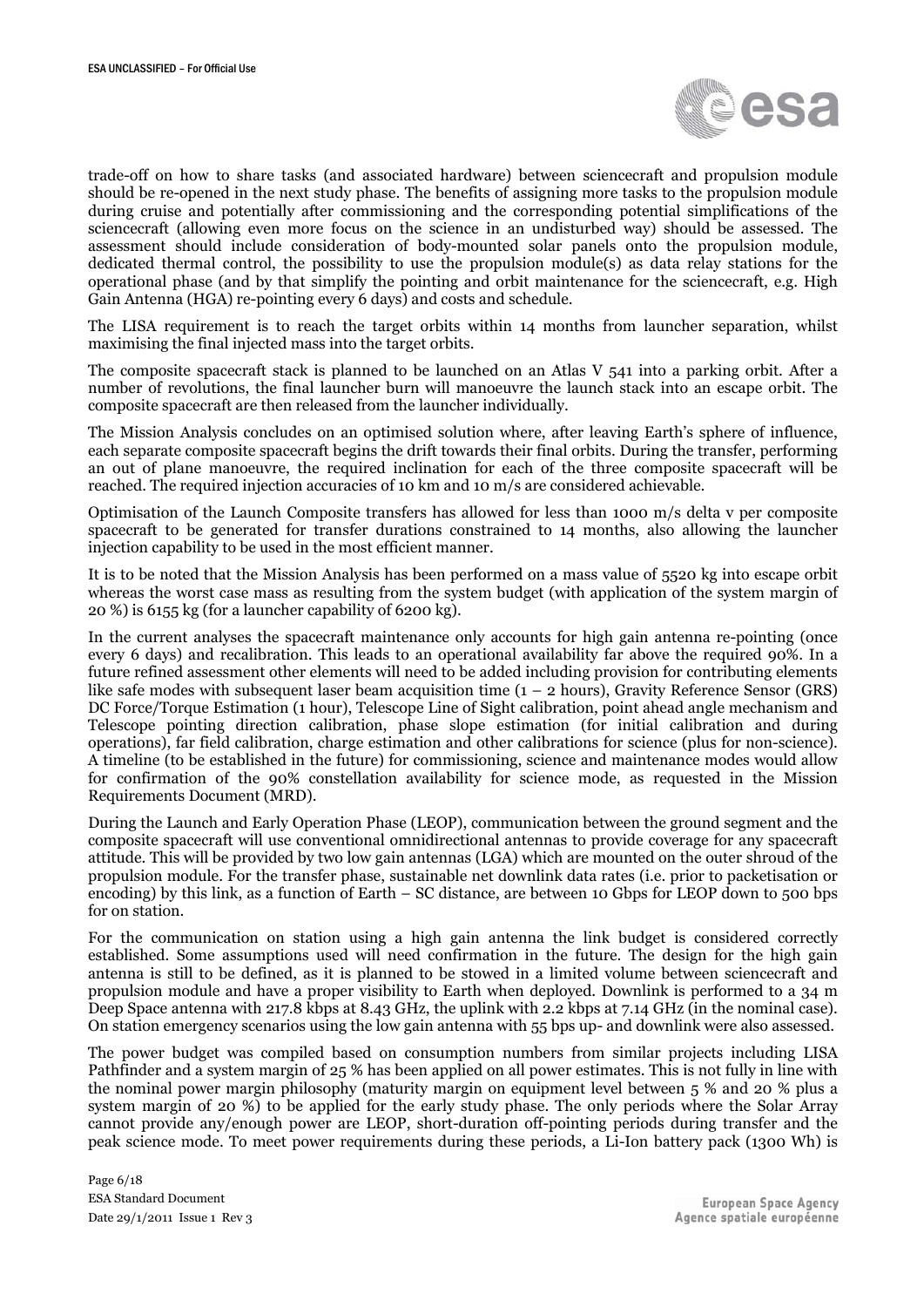trade-off on how to share tasks (and associated hardware) between sciencecraft and propulsion module should be re-opened in the next study phase. The benefits of assigning more tasks to the propulsion module during cruise and potentially after commissioning and the corresponding potential simplifications of the sciencecraft (allowing even more focus on the science in an undisturbed way) should be assessed. The assessment should include consideration of body-mounted solar panels onto the propulsion module, dedicated thermal control, the possibility to use the propulsion module(s) as data relay stations for the operational phase (and by that simplify the pointing and orbit maintenance for the sciencecraft, e.g. High Gain Antenna (HGA) re-pointing every 6 days) and costs and schedule.

The LISA requirement is to reach the target orbits within 14 months from launcher separation, whilst maximising the final injected mass into the target orbits.

The composite spacecraft stack is planned to be launched on an Atlas V 541 into a parking orbit. After a number of revolutions, the final launcher burn will manoeuvre the launch stack into an escape orbit. The composite spacecraft are then released from the launcher individually.

The Mission Analysis concludes on an optimised solution where, after leaving Earth's sphere of influence, each separate composite spacecraft begins the drift towards their final orbits. During the transfer, performing an out of plane manoeuvre, the required inclination for each of the three composite spacecraft will be reached. The required injection accuracies of 10 km and 10 m/s are considered achievable.

Optimisation of the Launch Composite transfers has allowed for less than 1000 m/s delta v per composite spacecraft to be generated for transfer durations constrained to 14 months, also allowing the launcher injection capability to be used in the most efficient manner.

It is to be noted that the Mission Analysis has been performed on a mass value of 5520 kg into escape orbit whereas the worst case mass as resulting from the system budget (with application of the system margin of 20 %) is 6155 kg (for a launcher capability of 6200 kg).

In the current analyses the spacecraft maintenance only accounts for high gain antenna re-pointing (once every 6 days) and recalibration. This leads to an operational availability far above the required 90%. In a future refined assessment other elements will need to be added including provision for contributing elements like safe modes with subsequent laser beam acquisition time (1 – 2 hours), Gravity Reference Sensor (GRS) DC Force/Torque Estimation (1 hour), Telescope Line of Sight calibration, point ahead angle mechanism and Telescope pointing direction calibration, phase slope estimation (for initial calibration and during operations), far field calibration, charge estimation and other calibrations for science (plus for non-science). A timeline (to be established in the future) for commissioning, science and maintenance modes would allow for confirmation of the 90% constellation availability for science mode, as requested in the Mission Requirements Document (MRD).

During the Launch and Early Operation Phase (LEOP), communication between the ground segment and the composite spacecraft will use conventional omnidirectional antennas to provide coverage for any spacecraft attitude. This will be provided by two low gain antennas (LGA) which are mounted on the outer shroud of the propulsion module. For the transfer phase, sustainable net downlink data rates (i.e. prior to packetisation or encoding) by this link, as a function of Earth – SC distance, are between 10 Gbps for LEOP down to 500 bps for on station.

For the communication on station using a high gain antenna the link budget is considered correctly established. Some assumptions used will need confirmation in the future. The design for the high gain antenna is still to be defined, as it is planned to be stowed in a limited volume between sciencecraft and propulsion module and have a proper visibility to Earth when deployed. Downlink is performed to a 34 m Deep Space antenna with 217.8 kbps at 8.43 GHz, the uplink with 2.2 kbps at 7.14 GHz (in the nominal case). On station emergency scenarios using the low gain antenna with 55 bps up- and downlink were also assessed.

The power budget was compiled based on consumption numbers from similar projects including LISA Pathfinder and a system margin of 25 % has been applied on all power estimates. This is not fully in line with the nominal power margin philosophy (maturity margin on equipment level between 5 % and 20 % plus a system margin of 20 %) to be applied for the early study phase. The only periods where the Solar Array cannot provide any/enough power are LEOP, short-duration off-pointing periods during transfer and the peak science mode. To meet power requirements during these periods, a Li-Ion battery pack (1300 Wh) is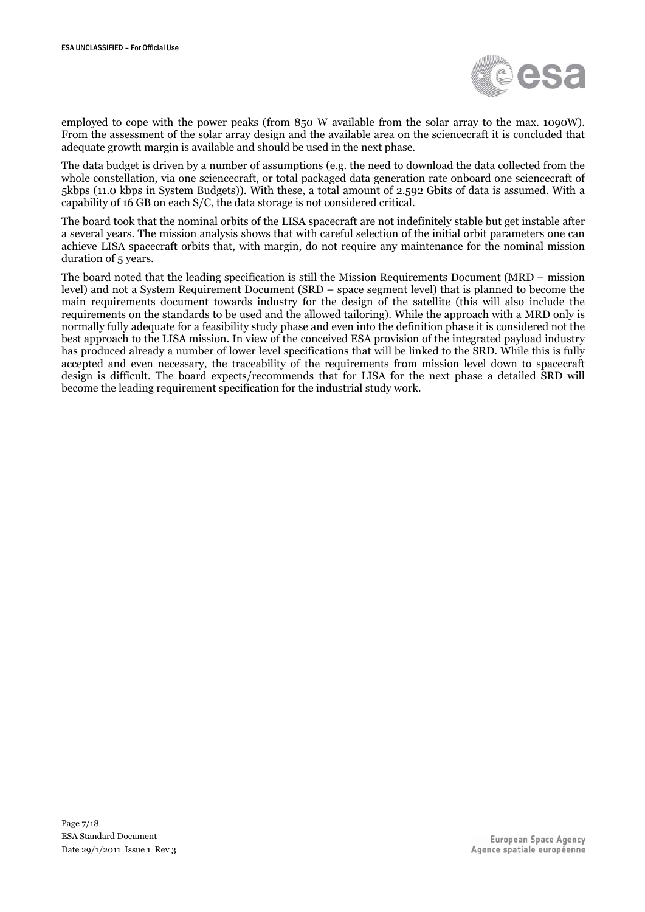employed to cope with the power peaks (from 850 W available from the solar array to the max. 1090W). From the assessment of the solar array design and the available area on the sciencecraft it is concluded that adequate growth margin is available and should be used in the next phase.

The data budget is driven by a number of assumptions (e.g. the need to download the data collected from the whole constellation, via one sciencecraft, or total packaged data generation rate onboard one sciencecraft of 5kbps (11.0 kbps in System Budgets)). With these, a total amount of 2.592 Gbits of data is assumed. With a capability of 16 GB on each S/C, the data storage is not considered critical.

The board took that the nominal orbits of the LISA spacecraft are not indefinitely stable but get instable after a several years. The mission analysis shows that with careful selection of the initial orbit parameters one can achieve LISA spacecraft orbits that, with margin, do not require any maintenance for the nominal mission duration of 5 years.

The board noted that the leading specification is still the Mission Requirements Document (MRD – mission level) and not a System Requirement Document (SRD – space segment level) that is planned to become the main requirements document towards industry for the design of the satellite (this will also include the requirements on the standards to be used and the allowed tailoring). While the approach with a MRD only is normally fully adequate for a feasibility study phase and even into the definition phase it is considered not the best approach to the LISA mission. In view of the conceived ESA provision of the integrated payload industry has produced already a number of lower level specifications that will be linked to the SRD. While this is fully accepted and even necessary, the traceability of the requirements from mission level down to spacecraft design is difficult. The board expects/recommends that for LISA for the next phase a detailed SRD will become the leading requirement specification for the industrial study work.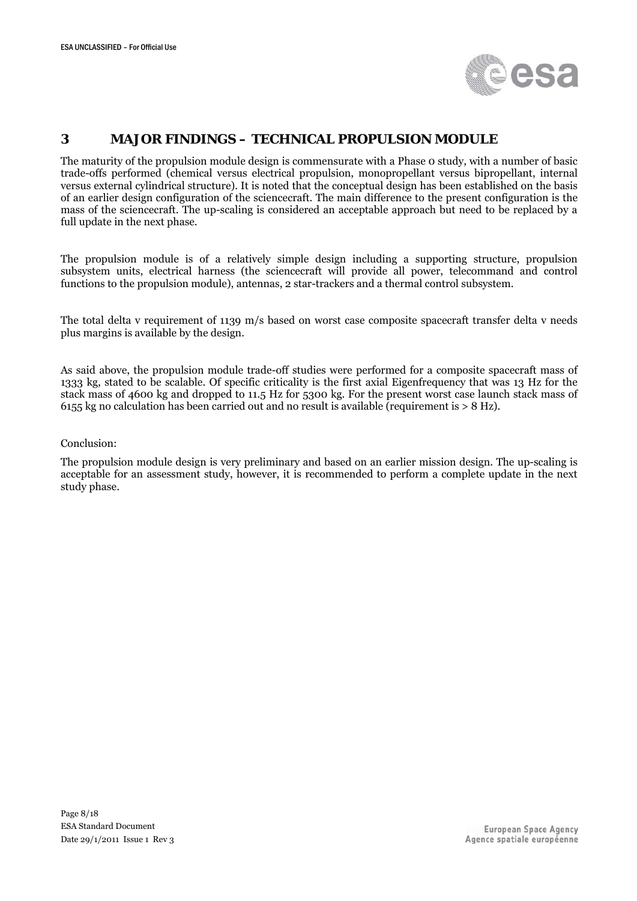# 3 MAJOR FINDINGS – TECHNICAL PROPULSION MODULE

The maturity of the propulsion module design is commensurate with a Phase 0 study, with a number of basic trade-offs performed (chemical versus electrical propulsion, monopropellant versus bipropellant, internal versus external cylindrical structure). It is noted that the conceptual design has been established on the basis of an earlier design configuration of the sciencecraft. The main difference to the present configuration is the mass of the sciencecraft. The up-scaling is considered an acceptable approach but need to be replaced by a full update in the next phase.

The propulsion module is of a relatively simple design including a supporting structure, propulsion subsystem units, electrical harness (the sciencecraft will provide all power, telecommand and control functions to the propulsion module), antennas, 2 star-trackers and a thermal control subsystem.

The total delta v requirement of 1139 m/s based on worst case composite spacecraft transfer delta v needs plus margins is available by the design.

As said above, the propulsion module trade-off studies were performed for a composite spacecraft mass of 1333 kg, stated to be scalable. Of specific criticality is the first axial Eigenfrequency that was 13 Hz for the stack mass of 4600 kg and dropped to 11.5 Hz for 5300 kg. For the present worst case launch stack mass of 6155 kg no calculation has been carried out and no result is available (requirement is > 8 Hz).

Conclusion:

The propulsion module design is very preliminary and based on an earlier mission design. The up-scaling is acceptable for an assessment study, however, it is recommended to perform a complete update in the next study phase.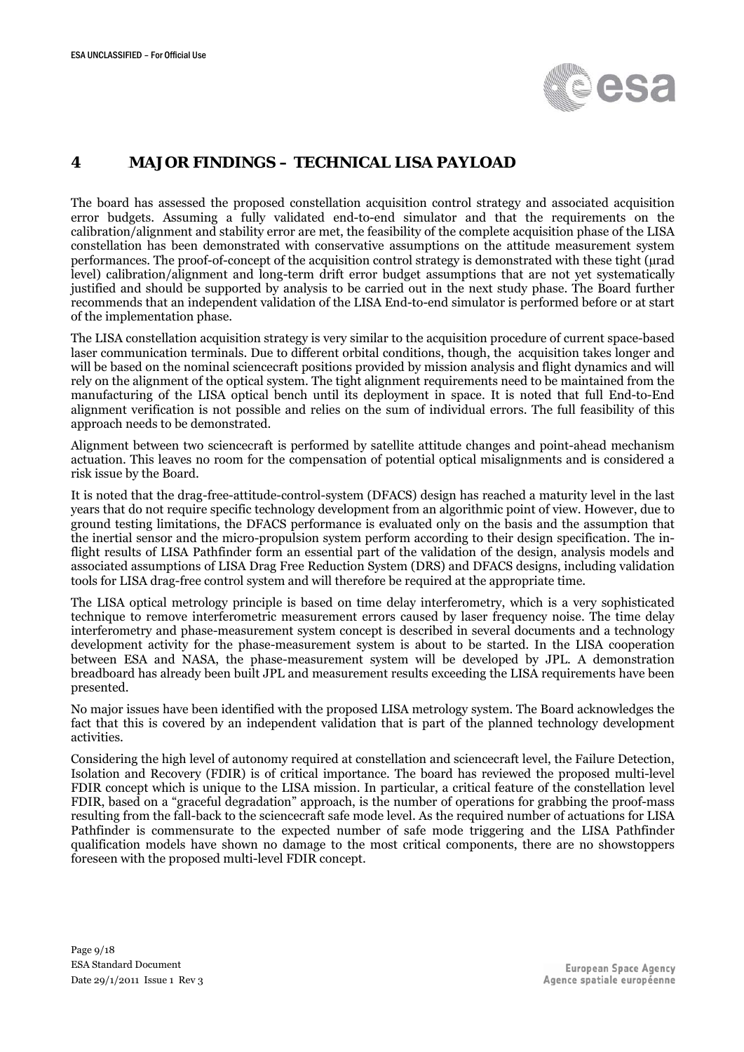# 4 MAJOR FINDINGS – TECHNICAL LISA PAYLOAD

The board has assessed the proposed constellation acquisition control strategy and associated acquisition error budgets. Assuming a fully validated end-to-end simulator and that the requirements on the calibration/alignment and stability error are met, the feasibility of the complete acquisition phase of the LISA constellation has been demonstrated with conservative assumptions on the attitude measurement system performances. The proof-of-concept of the acquisition control strategy is demonstrated with these tight (µrad level) calibration/alignment and long-term drift error budget assumptions that are not yet systematically justified and should be supported by analysis to be carried out in the next study phase. The Board further recommends that an independent validation of the LISA End-to-end simulator is performed before or at start of the implementation phase.

The LISA constellation acquisition strategy is very similar to the acquisition procedure of current space-based laser communication terminals. Due to different orbital conditions, though, the acquisition takes longer and will be based on the nominal sciencecraft positions provided by mission analysis and flight dynamics and will rely on the alignment of the optical system. The tight alignment requirements need to be maintained from the manufacturing of the LISA optical bench until its deployment in space. It is noted that full End-to-End alignment verification is not possible and relies on the sum of individual errors. The full feasibility of this approach needs to be demonstrated.

Alignment between two sciencecraft is performed by satellite attitude changes and point-ahead mechanism actuation. This leaves no room for the compensation of potential optical misalignments and is considered a risk issue by the Board.

It is noted that the drag-free-attitude-control-system (DFACS) design has reached a maturity level in the last years that do not require specific technology development from an algorithmic point of view. However, due to ground testing limitations, the DFACS performance is evaluated only on the basis and the assumption that the inertial sensor and the micro-propulsion system perform according to their design specification. The in-flight results of LISA Pathfinder form an essential part of the validation of the design, analysis models and associated assumptions of LISA Drag Free Reduction System (DRS) and DFACS designs, including validation tools for LISA drag-free control system and will therefore be required at the appropriate time.

The LISA optical metrology principle is based on time delay interferometry, which is a very sophisticated technique to remove interferometric measurement errors caused by laser frequency noise. The time delay interferometry and phase-measurement system concept is described in several documents and a technology development activity for the phase-measurement system is about to be started. In the LISA cooperation between ESA and NASA, the phase-measurement system will be developed by JPL. A demonstration breadboard has already been built JPL and measurement results exceeding the LISA requirements have been presented.

No major issues have been identified with the proposed LISA metrology system. The Board acknowledges the fact that this is covered by an independent validation that is part of the planned technology development activities.

Considering the high level of autonomy required at constellation and sciencecraft level, the Failure Detection, Isolation and Recovery (FDIR) is of critical importance. The board has reviewed the proposed multi-level FDIR concept which is unique to the LISA mission. In particular, a critical feature of the constellation level FDIR, based on a "graceful degradation" approach, is the number of operations for grabbing the proof-mass resulting from the fall-back to the sciencecraft safe mode level. As the required number of actuations for LISA Pathfinder is commensurate to the expected number of safe mode triggering and the LISA Pathfinder qualification models have shown no damage to the most critical components, there are no showstoppers foreseen with the proposed multi-level FDIR concept.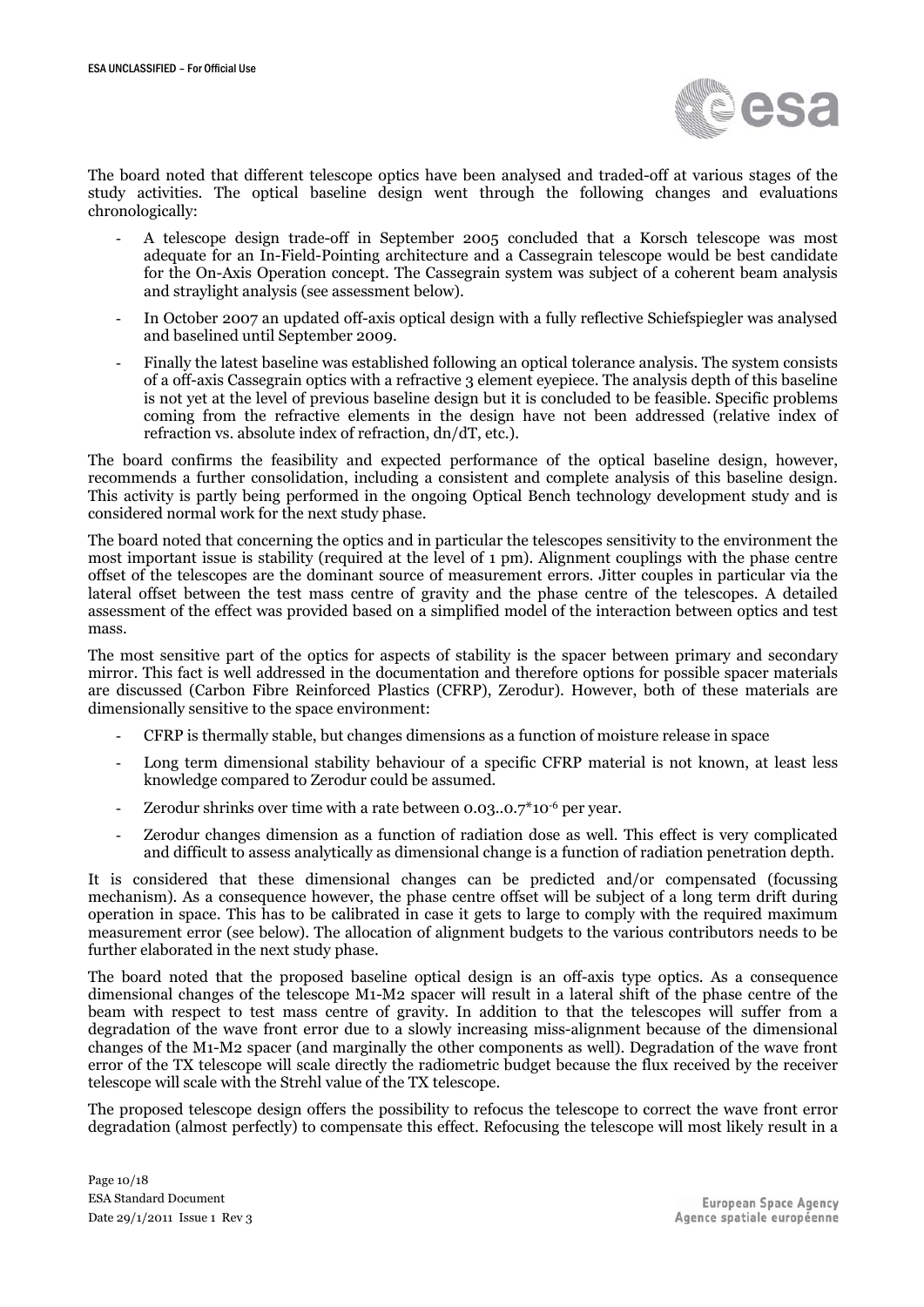The board noted that different telescope optics have been analysed and traded-off at various stages of the study activities. The optical baseline design went through the following changes and evaluations chronologically:

- A telescope design trade-off in September 2005 concluded that a Korsch telescope was most adequate for an In-Field-Pointing architecture and a Cassegrain telescope would be best candidate for the On-Axis Operation concept. The Cassegrain system was subject of a coherent beam analysis and straylight analysis (see assessment below).
- In October 2007 an updated off-axis optical design with a fully reflective Schiefspiegler was analysed and baselined until September 2009.
- Finally the latest baseline was established following an optical tolerance analysis. The system consists of a off-axis Cassegrain optics with a refractive 3 element eyepiece. The analysis depth of this baseline is not yet at the level of previous baseline design but it is concluded to be feasible. Specific problems coming from the refractive elements in the design have not been addressed (relative index of refraction vs. absolute index of refraction, dn/dT, etc.).

The board confirms the feasibility and expected performance of the optical baseline design, however, recommends a further consolidation, including a consistent and complete analysis of this baseline design. This activity is partly being performed in the ongoing Optical Bench technology development study and is considered normal work for the next study phase.

The board noted that concerning the optics and in particular the telescopes sensitivity to the environment the most important issue is stability (required at the level of 1 pm). Alignment couplings with the phase centre offset of the telescopes are the dominant source of measurement errors. Jitter couples in particular via the lateral offset between the test mass centre of gravity and the phase centre of the telescopes. A detailed assessment of the effect was provided based on a simplified model of the interaction between optics and test mass.

The most sensitive part of the optics for aspects of stability is the spacer between primary and secondary mirror. This fact is well addressed in the documentation and therefore options for possible spacer materials are discussed (Carbon Fibre Reinforced Plastics (CFRP), Zerodur). However, both of these materials are dimensionally sensitive to the space environment:

- CFRP is thermally stable, but changes dimensions as a function of moisture release in space
- Long term dimensional stability behaviour of a specific CFRP material is not known, at least less knowledge compared to Zerodur could be assumed.
- Zerodur shrinks over time with a rate between $0.03..0.7*10^{-6}$ per year.
- Zerodur changes dimension as a function of radiation dose as well. This effect is very complicated and difficult to assess analytically as dimensional change is a function of radiation penetration depth.

It is considered that these dimensional changes can be predicted and/or compensated (focussing mechanism). As a consequence however, the phase centre offset will be subject of a long term drift during operation in space. This has to be calibrated in case it gets to large to comply with the required maximum measurement error (see below). The allocation of alignment budgets to the various contributors needs to be further elaborated in the next study phase.

The board noted that the proposed baseline optical design is an off-axis type optics. As a consequence dimensional changes of the telescope M1-M2 spacer will result in a lateral shift of the phase centre of the beam with respect to test mass centre of gravity. In addition to that the telescopes will suffer from a degradation of the wave front error due to a slowly increasing miss-alignment because of the dimensional changes of the M1-M2 spacer (and marginally the other components as well). Degradation of the wave front error of the TX telescope will scale directly the radiometric budget because the flux received by the receiver telescope will scale with the Strehl value of the TX telescope.

The proposed telescope design offers the possibility to refocus the telescope to correct the wave front error degradation (almost perfectly) to compensate this effect. Refocusing the telescope will most likely result in a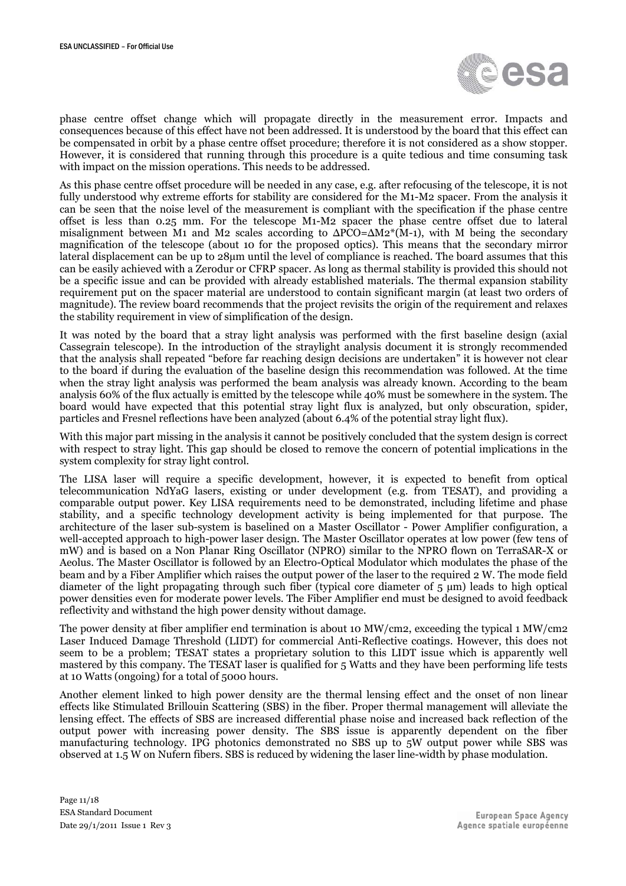phase centre offset change which will propagate directly in the measurement error. Impacts and consequences because of this effect have not been addressed. It is understood by the board that this effect can be compensated in orbit by a phase centre offset procedure; therefore it is not considered as a show stopper. However, it is considered that running through this procedure is a quite tedious and time consuming task with impact on the mission operations. This needs to be addressed.

As this phase centre offset procedure will be needed in any case, e.g. after refocusing of the telescope, it is not fully understood why extreme efforts for stability are considered for the M1-M2 spacer. From the analysis it can be seen that the noise level of the measurement is compliant with the specification if the phase centre offset is less than 0.25 mm. For the telescope M1-M2 spacer the phase centre offset due to lateral misalignment between M1 and M2 scales according to $\Delta PCO = \Delta M2 * (M-1)$, with M being the secondary magnification of the telescope (about 10 for the proposed optics). This means that the secondary mirror lateral displacement can be up to 28µm until the level of compliance is reached. The board assumes that this can be easily achieved with a Zerodur or CFRP spacer. As long as thermal stability is provided this should not be a specific issue and can be provided with already established materials. The thermal expansion stability requirement put on the spacer material are understood to contain significant margin (at least two orders of magnitude). The review board recommends that the project revisits the origin of the requirement and relaxes the stability requirement in view of simplification of the design.

It was noted by the board that a stray light analysis was performed with the first baseline design (axial Cassegrain telescope). In the introduction of the straylight analysis document it is strongly recommended that the analysis shall repeated "before far reaching design decisions are undertaken" it is however not clear to the board if during the evaluation of the baseline design this recommendation was followed. At the time when the stray light analysis was performed the beam analysis was already known. According to the beam analysis 60% of the flux actually is emitted by the telescope while 40% must be somewhere in the system. The board would have expected that this potential stray light flux is analyzed, but only obscuration, spider, particles and Fresnel reflections have been analyzed (about 6.4% of the potential stray light flux).

With this major part missing in the analysis it cannot be positively concluded that the system design is correct with respect to stray light. This gap should be closed to remove the concern of potential implications in the system complexity for stray light control.

The LISA laser will require a specific development, however, it is expected to benefit from optical telecommunication NdYaG lasers, existing or under development (e.g. from TESAT), and providing a comparable output power. Key LISA requirements need to be demonstrated, including lifetime and phase stability, and a specific technology development activity is being implemented for that purpose. The architecture of the laser sub-system is baselined on a Master Oscillator - Power Amplifier configuration, a well-accepted approach to high-power laser design. The Master Oscillator operates at low power (few tens of mW) and is based on a Non Planar Ring Oscillator (NPRO) similar to the NPRO flown on TerraSAR-X or Aeolus. The Master Oscillator is followed by an Electro-Optical Modulator which modulates the phase of the beam and by a Fiber Amplifier which raises the output power of the laser to the required 2 W. The mode field diameter of the light propagating through such fiber (typical core diameter of 5 µm) leads to high optical power densities even for moderate power levels. The Fiber Amplifier end must be designed to avoid feedback reflectivity and withstand the high power density without damage.

The power density at fiber amplifier end termination is about 10 MW/cm2, exceeding the typical 1 MW/cm2 Laser Induced Damage Threshold (LIDT) for commercial Anti-Reflective coatings. However, this does not seem to be a problem; TESAT states a proprietary solution to this LIDT issue which is apparently well mastered by this company. The TESAT laser is qualified for 5 Watts and they have been performing life tests at 10 Watts (ongoing) for a total of 5000 hours.

Another element linked to high power density are the thermal lensing effect and the onset of non linear effects like Stimulated Brillouin Scattering (SBS) in the fiber. Proper thermal management will alleviate the lensing effect. The effects of SBS are increased differential phase noise and increased back reflection of the output power with increasing power density. The SBS issue is apparently dependent on the fiber manufacturing technology. IPG photonics demonstrated no SBS up to 5W output power while SBS was observed at 1.5 W on Nufern fibers. SBS is reduced by widening the laser line-width by phase modulation.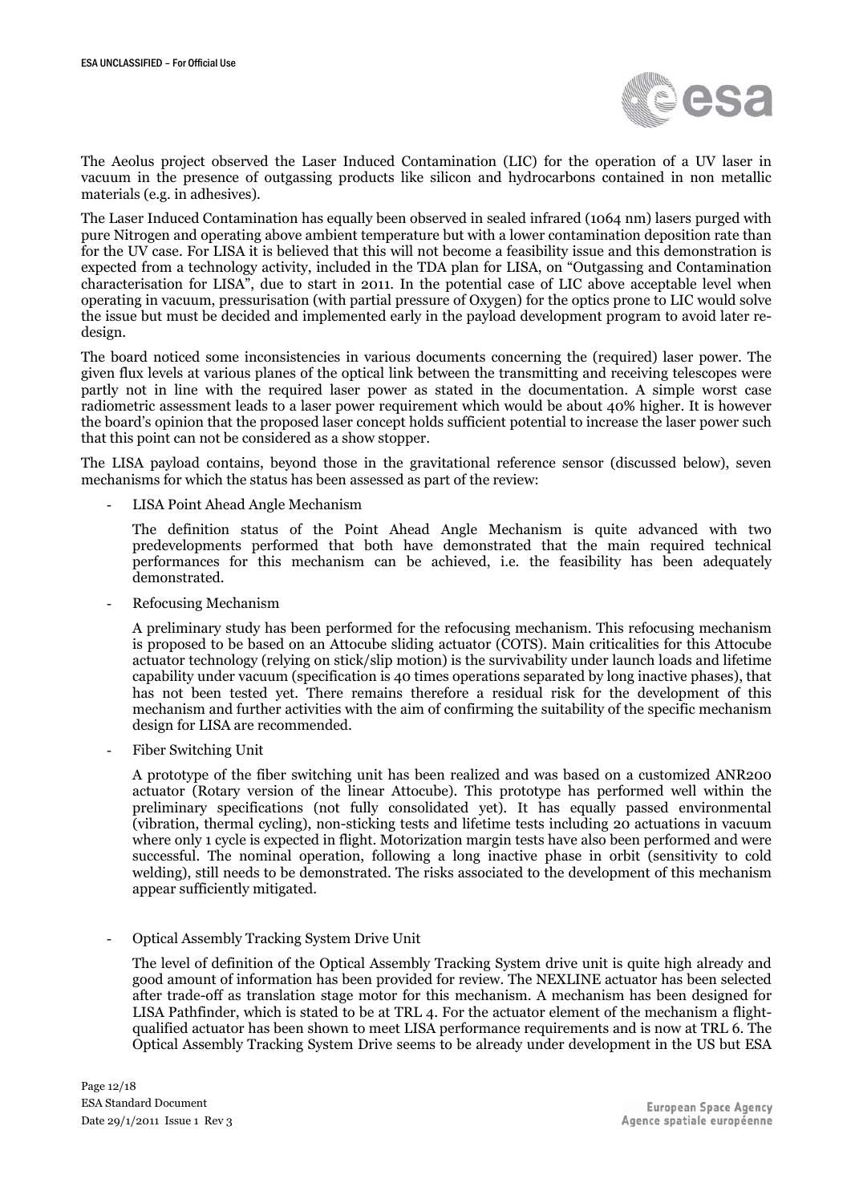The Aeolus project observed the Laser Induced Contamination (LIC) for the operation of a UV laser in vacuum in the presence of outgassing products like silicon and hydrocarbons contained in non metallic materials (e.g. in adhesives).

The Laser Induced Contamination has equally been observed in sealed infrared (1064 nm) lasers purged with pure Nitrogen and operating above ambient temperature but with a lower contamination deposition rate than for the UV case. For LISA it is believed that this will not become a feasibility issue and this demonstration is expected from a technology activity, included in the TDA plan for LISA, on "Outgassing and Contamination characterisation for LISA", due to start in 2011. In the potential case of LIC above acceptable level when operating in vacuum, pressurisation (with partial pressure of Oxygen) for the optics prone to LIC would solve the issue but must be decided and implemented early in the payload development program to avoid later re-design.

The board noticed some inconsistencies in various documents concerning the (required) laser power. The given flux levels at various planes of the optical link between the transmitting and receiving telescopes were partly not in line with the required laser power as stated in the documentation. A simple worst case radiometric assessment leads to a laser power requirement which would be about 40% higher. It is however the board's opinion that the proposed laser concept holds sufficient potential to increase the laser power such that this point can not be considered as a show stopper.

The LISA payload contains, beyond those in the gravitational reference sensor (discussed below), seven mechanisms for which the status has been assessed as part of the review:

- LISA Point Ahead Angle Mechanism

  The definition status of the Point Ahead Angle Mechanism is quite advanced with two predevelopments performed that both have demonstrated that the main required technical performances for this mechanism can be achieved, i.e. the feasibility has been adequately demonstrated.

- Refocusing Mechanism

  A preliminary study has been performed for the refocusing mechanism. This refocusing mechanism is proposed to be based on an Attocube sliding actuator (COTS). Main criticalities for this Attocube actuator technology (relying on stick/slip motion) is the survivability under launch loads and lifetime capability under vacuum (specification is 40 times operations separated by long inactive phases), that has not been tested yet. There remains therefore a residual risk for the development of this mechanism and further activities with the aim of confirming the suitability of the specific mechanism design for LISA are recommended.

- Fiber Switching Unit

  A prototype of the fiber switching unit has been realized and was based on a customized ANR200 actuator (Rotary version of the linear Attocube). This prototype has performed well within the preliminary specifications (not fully consolidated yet). It has equally passed environmental (vibration, thermal cycling), non-sticking tests and lifetime tests including 20 actuations in vacuum where only 1 cycle is expected in flight. Motorization margin tests have also been performed and were successful. The nominal operation, following a long inactive phase in orbit (sensitivity to cold welding), still needs to be demonstrated. The risks associated to the development of this mechanism appear sufficiently mitigated.

- Optical Assembly Tracking System Drive Unit

  The level of definition of the Optical Assembly Tracking System drive unit is quite high already and good amount of information has been provided for review. The NEXLINE actuator has been selected after trade-off as translation stage motor for this mechanism. A mechanism has been designed for LISA Pathfinder, which is stated to be at TRL 4. For the actuator element of the mechanism a flight-qualified actuator has been shown to meet LISA performance requirements and is now at TRL 6. The Optical Assembly Tracking System Drive seems to be already under development in the US but ESA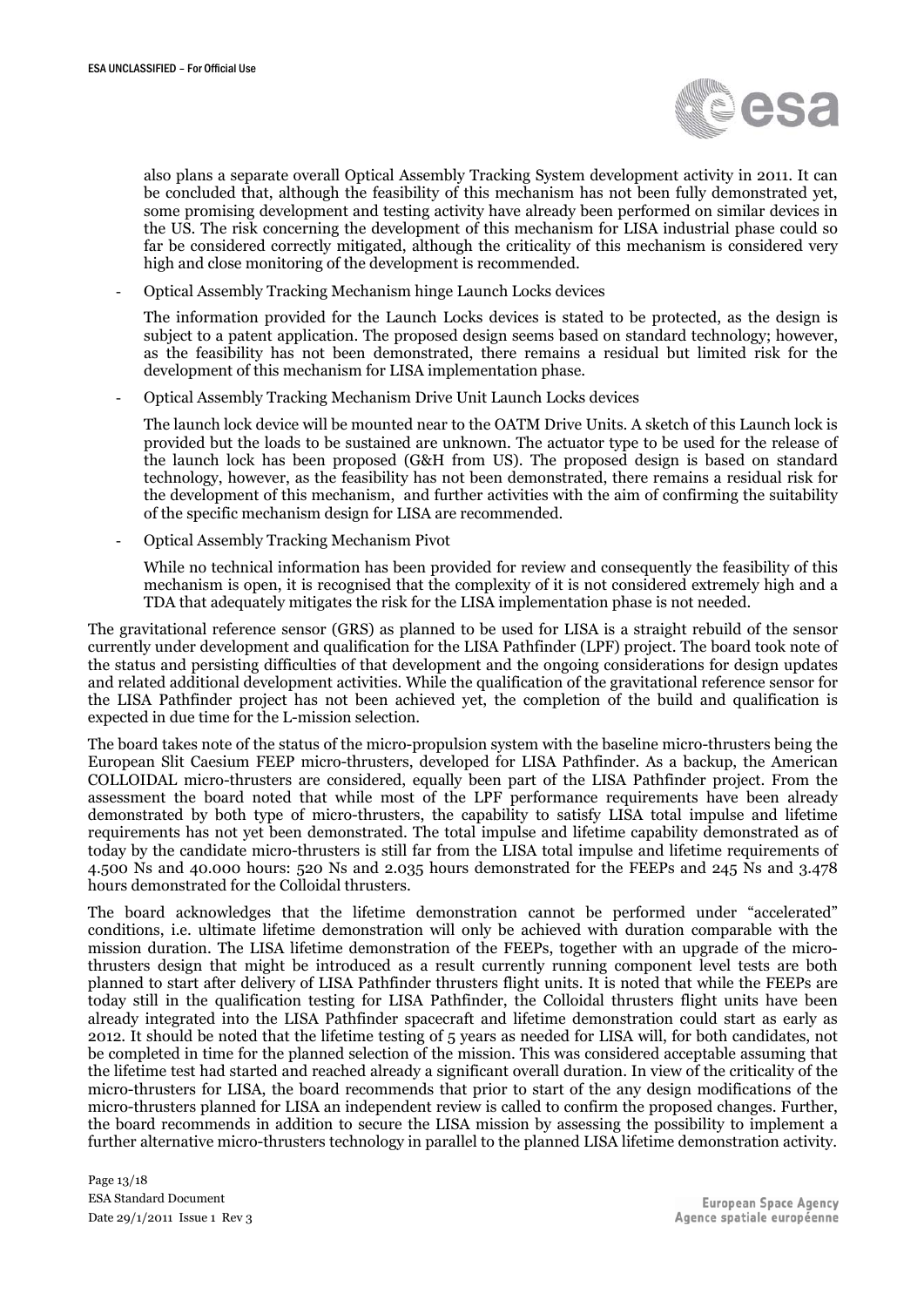also plans a separate overall Optical Assembly Tracking System development activity in 2011. It can be concluded that, although the feasibility of this mechanism has not been fully demonstrated yet, some promising development and testing activity have already been performed on similar devices in the US. The risk concerning the development of this mechanism for LISA industrial phase could so far be considered correctly mitigated, although the criticality of this mechanism is considered very high and close monitoring of the development is recommended.

- Optical Assembly Tracking Mechanism hinge Launch Locks devices

  The information provided for the Launch Locks devices is stated to be protected, as the design is subject to a patent application. The proposed design seems based on standard technology; however, as the feasibility has not been demonstrated, there remains a residual but limited risk for the development of this mechanism for LISA implementation phase.

- Optical Assembly Tracking Mechanism Drive Unit Launch Locks devices

  The launch lock device will be mounted near to the OATM Drive Units. A sketch of this Launch lock is provided but the loads to be sustained are unknown. The actuator type to be used for the release of the launch lock has been proposed (G&H from US). The proposed design is based on standard technology, however, as the feasibility has not been demonstrated, there remains a residual risk for the development of this mechanism, and further activities with the aim of confirming the suitability of the specific mechanism design for LISA are recommended.

- Optical Assembly Tracking Mechanism Pivot

  While no technical information has been provided for review and consequently the feasibility of this mechanism is open, it is recognised that the complexity of it is not considered extremely high and a TDA that adequately mitigates the risk for the LISA implementation phase is not needed.

The gravitational reference sensor (GRS) as planned to be used for LISA is a straight rebuild of the sensor currently under development and qualification for the LISA Pathfinder (LPF) project. The board took note of the status and persisting difficulties of that development and the ongoing considerations for design updates and related additional development activities. While the qualification of the gravitational reference sensor for the LISA Pathfinder project has not been achieved yet, the completion of the build and qualification is expected in due time for the L-mission selection.

The board takes note of the status of the micro-propulsion system with the baseline micro-thrusters being the European Slit Caesium FEEP micro-thrusters, developed for LISA Pathfinder. As a backup, the American COLLOIDAL micro-thrusters are considered, equally been part of the LISA Pathfinder project. From the assessment the board noted that while most of the LPF performance requirements have been already demonstrated by both type of micro-thrusters, the capability to satisfy LISA total impulse and lifetime requirements has not yet been demonstrated. The total impulse and lifetime capability demonstrated as of today by the candidate micro-thrusters is still far from the LISA total impulse and lifetime requirements of 4.500 Ns and 40.000 hours: 520 Ns and 2.035 hours demonstrated for the FEEPs and 245 Ns and 3.478 hours demonstrated for the Colloidal thrusters.

The board acknowledges that the lifetime demonstration cannot be performed under "accelerated" conditions, i.e. ultimate lifetime demonstration will only be achieved with duration comparable with the mission duration. The LISA lifetime demonstration of the FEEPs, together with an upgrade of the micro-thrusters design that might be introduced as a result currently running component level tests are both planned to start after delivery of LISA Pathfinder thrusters flight units. It is noted that while the FEEPs are today still in the qualification testing for LISA Pathfinder, the Colloidal thrusters flight units have been already integrated into the LISA Pathfinder spacecraft and lifetime demonstration could start as early as 2012. It should be noted that the lifetime testing of 5 years as needed for LISA will, for both candidates, not be completed in time for the planned selection of the mission. This was considered acceptable assuming that the lifetime test had started and reached already a significant overall duration. In view of the criticality of the micro-thrusters for LISA, the board recommends that prior to start of the any design modifications of the micro-thrusters planned for LISA an independent review is called to confirm the proposed changes. Further, the board recommends in addition to secure the LISA mission by assessing the possibility to implement a further alternative micro-thrusters technology in parallel to the planned LISA lifetime demonstration activity.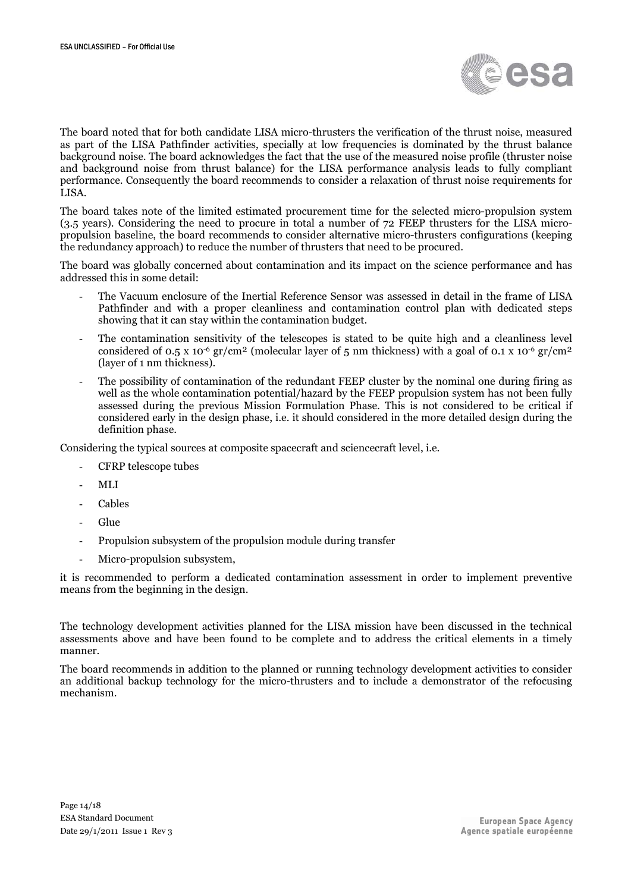The board noted that for both candidate LISA micro-thrusters the verification of the thrust noise, measured as part of the LISA Pathfinder activities, specially at low frequencies is dominated by the thrust balance background noise. The board acknowledges the fact that the use of the measured noise profile (thruster noise and background noise from thrust balance) for the LISA performance analysis leads to fully compliant performance. Consequently the board recommends to consider a relaxation of thrust noise requirements for LISA.

The board takes note of the limited estimated procurement time for the selected micro-propulsion system (3.5 years). Considering the need to procure in total a number of 72 FEEP thrusters for the LISA micro-propulsion baseline, the board recommends to consider alternative micro-thrusters configurations (keeping the redundancy approach) to reduce the number of thrusters that need to be procured.

The board was globally concerned about contamination and its impact on the science performance and has addressed this in some detail:

- The Vacuum enclosure of the Inertial Reference Sensor was assessed in detail in the frame of LISA Pathfinder and with a proper cleanliness and contamination control plan with dedicated steps showing that it can stay within the contamination budget.
- The contamination sensitivity of the telescopes is stated to be quite high and a cleanliness level considered of $0.5 \times 10^{-6}$ gr/cm² (molecular layer of 5 nm thickness) with a goal of $0.1 \times 10^{-6}$ gr/cm² (layer of 1 nm thickness).
- The possibility of contamination of the redundant FEEP cluster by the nominal one during firing as well as the whole contamination potential/hazard by the FEEP propulsion system has not been fully assessed during the previous Mission Formulation Phase. This is not considered to be critical if considered early in the design phase, i.e. it should considered in the more detailed design during the definition phase.

Considering the typical sources at composite spacecraft and sciencecraft level, i.e.

- CFRP telescope tubes
- MLI
- Cables
- Glue
- Propulsion subsystem of the propulsion module during transfer
- Micro-propulsion subsystem,

it is recommended to perform a dedicated contamination assessment in order to implement preventive means from the beginning in the design.

The technology development activities planned for the LISA mission have been discussed in the technical assessments above and have been found to be complete and to address the critical elements in a timely manner.

The board recommends in addition to the planned or running technology development activities to consider an additional backup technology for the micro-thrusters and to include a demonstrator of the refocusing mechanism.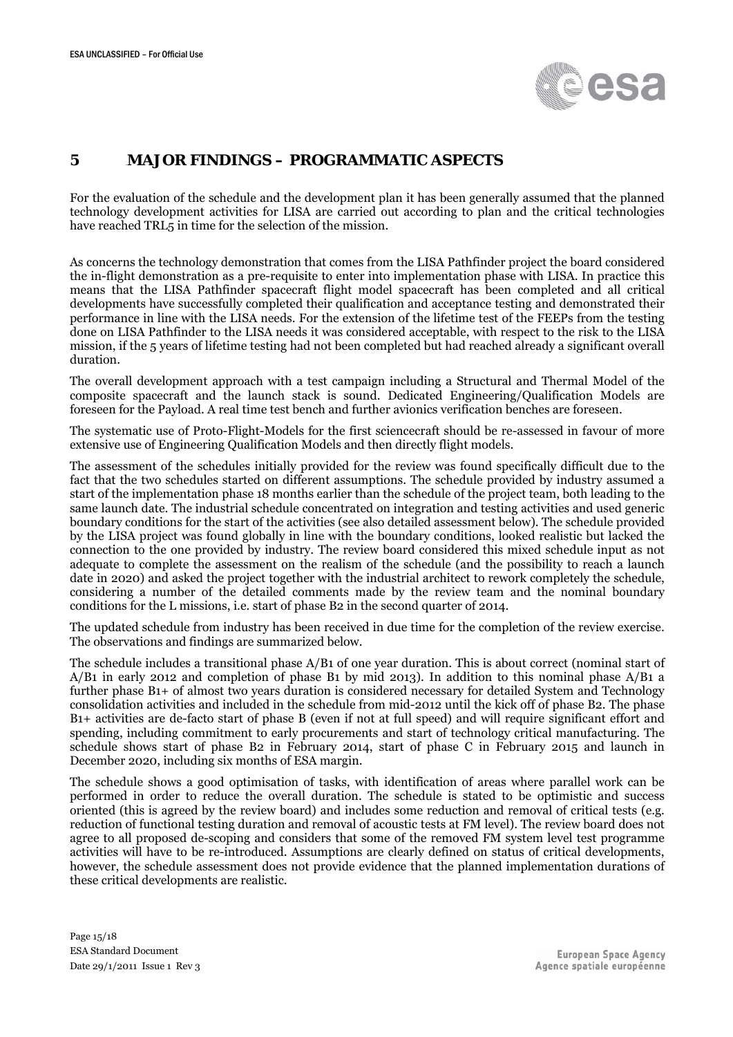# 5 MAJOR FINDINGS – PROGRAMMATIC ASPECTS

For the evaluation of the schedule and the development plan it has been generally assumed that the planned technology development activities for LISA are carried out according to plan and the critical technologies have reached TRL5 in time for the selection of the mission.

As concerns the technology demonstration that comes from the LISA Pathfinder project the board considered the in-flight demonstration as a pre-requisite to enter into implementation phase with LISA. In practice this means that the LISA Pathfinder spacecraft flight model spacecraft has been completed and all critical developments have successfully completed their qualification and acceptance testing and demonstrated their performance in line with the LISA needs. For the extension of the lifetime test of the FEEPs from the testing done on LISA Pathfinder to the LISA needs it was considered acceptable, with respect to the risk to the LISA mission, if the 5 years of lifetime testing had not been completed but had reached already a significant overall duration.

The overall development approach with a test campaign including a Structural and Thermal Model of the composite spacecraft and the launch stack is sound. Dedicated Engineering/Qualification Models are foreseen for the Payload. A real time test bench and further avionics verification benches are foreseen.

The systematic use of Proto-Flight-Models for the first sciencecraft should be re-assessed in favour of more extensive use of Engineering Qualification Models and then directly flight models.

The assessment of the schedules initially provided for the review was found specifically difficult due to the fact that the two schedules started on different assumptions. The schedule provided by industry assumed a start of the implementation phase 18 months earlier than the schedule of the project team, both leading to the same launch date. The industrial schedule concentrated on integration and testing activities and used generic boundary conditions for the start of the activities (see also detailed assessment below). The schedule provided by the LISA project was found globally in line with the boundary conditions, looked realistic but lacked the connection to the one provided by industry. The review board considered this mixed schedule input as not adequate to complete the assessment on the realism of the schedule (and the possibility to reach a launch date in 2020) and asked the project together with the industrial architect to rework completely the schedule, considering a number of the detailed comments made by the review team and the nominal boundary conditions for the L missions, i.e. start of phase B2 in the second quarter of 2014.

The updated schedule from industry has been received in due time for the completion of the review exercise. The observations and findings are summarized below.

The schedule includes a transitional phase A/B1 of one year duration. This is about correct (nominal start of A/B1 in early 2012 and completion of phase B1 by mid 2013). In addition to this nominal phase A/B1 a further phase B1+ of almost two years duration is considered necessary for detailed System and Technology consolidation activities and included in the schedule from mid-2012 until the kick off of phase B2. The phase B1+ activities are de-facto start of phase B (even if not at full speed) and will require significant effort and spending, including commitment to early procurements and start of technology critical manufacturing. The schedule shows start of phase B2 in February 2014, start of phase C in February 2015 and launch in December 2020, including six months of ESA margin.

The schedule shows a good optimisation of tasks, with identification of areas where parallel work can be performed in order to reduce the overall duration. The schedule is stated to be optimistic and success oriented (this is agreed by the review board) and includes some reduction and removal of critical tests (e.g. reduction of functional testing duration and removal of acoustic tests at FM level). The review board does not agree to all proposed de-scoping and considers that some of the removed FM system level test programme activities will have to be re-introduced. Assumptions are clearly defined on status of critical developments, however, the schedule assessment does not provide evidence that the planned implementation durations of these critical developments are realistic.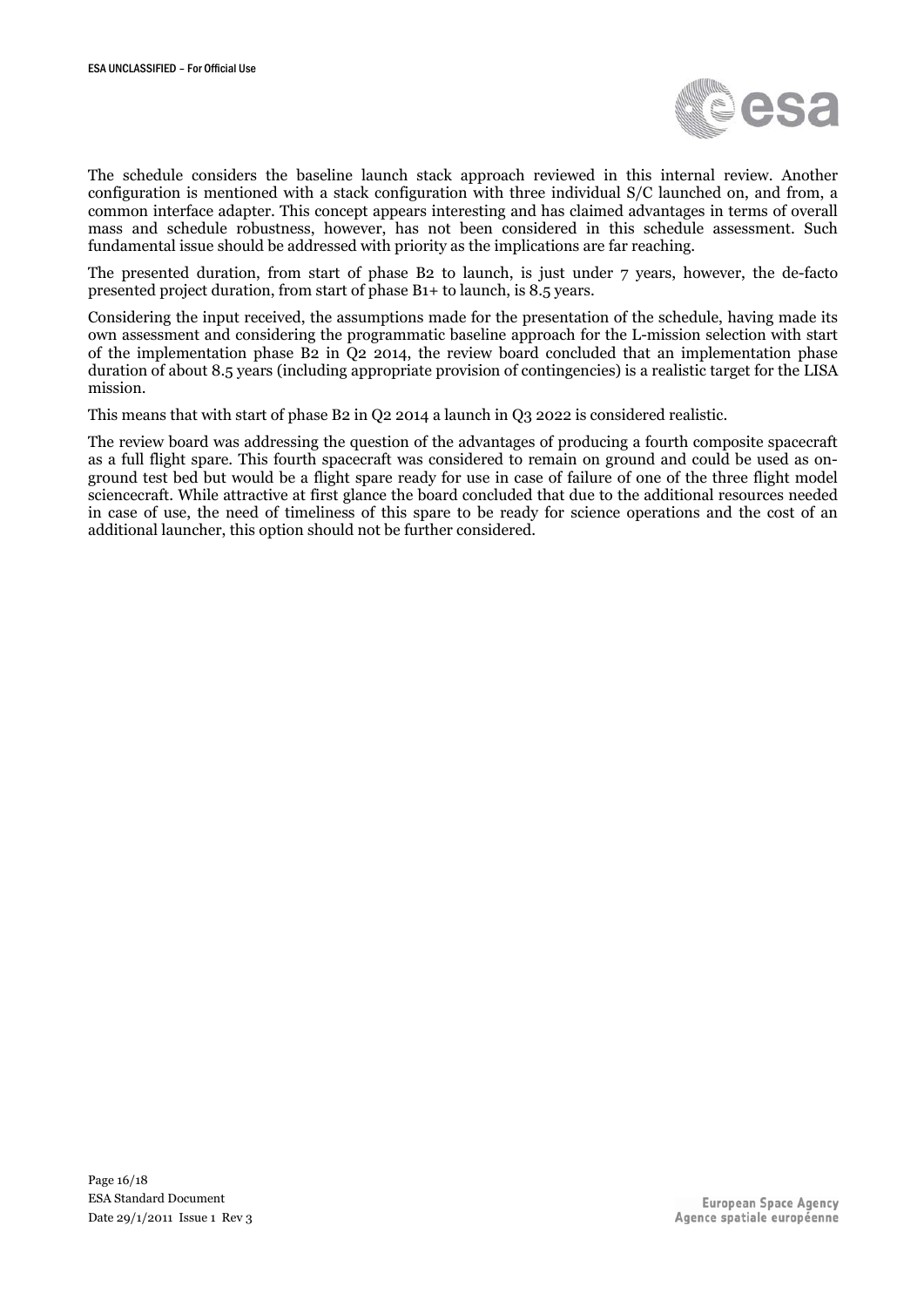The schedule considers the baseline launch stack approach reviewed in this internal review. Another configuration is mentioned with a stack configuration with three individual S/C launched on, and from, a common interface adapter. This concept appears interesting and has claimed advantages in terms of overall mass and schedule robustness, however, has not been considered in this schedule assessment. Such fundamental issue should be addressed with priority as the implications are far reaching.

The presented duration, from start of phase B2 to launch, is just under 7 years, however, the de-facto presented project duration, from start of phase B1+ to launch, is 8.5 years.

Considering the input received, the assumptions made for the presentation of the schedule, having made its own assessment and considering the programmatic baseline approach for the L-mission selection with start of the implementation phase B2 in Q2 2014, the review board concluded that an implementation phase duration of about 8.5 years (including appropriate provision of contingencies) is a realistic target for the LISA mission.

This means that with start of phase B2 in Q2 2014 a launch in Q3 2022 is considered realistic.

The review board was addressing the question of the advantages of producing a fourth composite spacecraft as a full flight spare. This fourth spacecraft was considered to remain on ground and could be used as on-ground test bed but would be a flight spare ready for use in case of failure of one of the three flight model sciencecraft. While attractive at first glance the board concluded that due to the additional resources needed in case of use, the need of timeliness of this spare to be ready for science operations and the cost of an additional launcher, this option should not be further considered.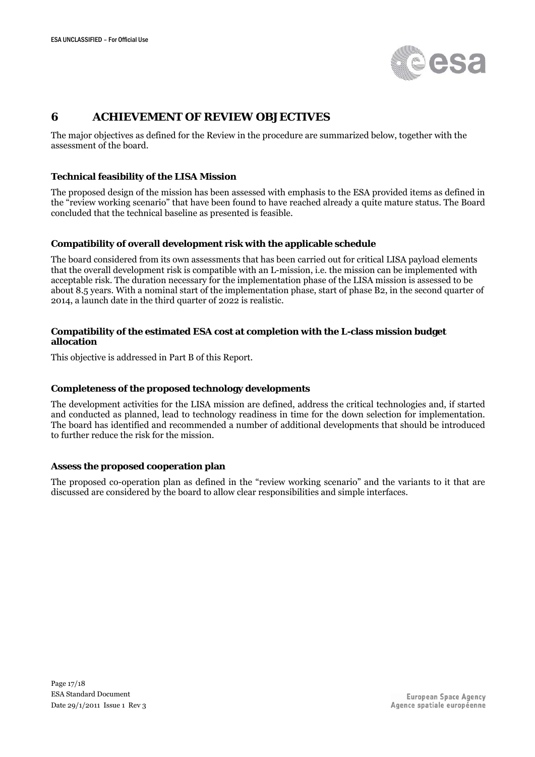# 6 ACHIEVEMENT OF REVIEW OBJECTIVES

The major objectives as defined for the Review in the procedure are summarized below, together with the assessment of the board.

### Technical feasibility of the LISA Mission

The proposed design of the mission has been assessed with emphasis to the ESA provided items as defined in the "review working scenario" that have been found to have reached already a quite mature status. The Board concluded that the technical baseline as presented is feasible.

### Compatibility of overall development risk with the applicable schedule

The board considered from its own assessments that has been carried out for critical LISA payload elements that the overall development risk is compatible with an L-mission, i.e. the mission can be implemented with acceptable risk. The duration necessary for the implementation phase of the LISA mission is assessed to be about 8.5 years. With a nominal start of the implementation phase, start of phase B2, in the second quarter of 2014, a launch date in the third quarter of 2022 is realistic.

### Compatibility of the estimated ESA cost at completion with the L-class mission budget allocation

This objective is addressed in Part B of this Report.

### Completeness of the proposed technology developments

The development activities for the LISA mission are defined, address the critical technologies and, if started and conducted as planned, lead to technology readiness in time for the down selection for implementation. The board has identified and recommended a number of additional developments that should be introduced to further reduce the risk for the mission.

### Assess the proposed cooperation plan

The proposed co-operation plan as defined in the "review working scenario" and the variants to it that are discussed are considered by the board to allow clear responsibilities and simple interfaces.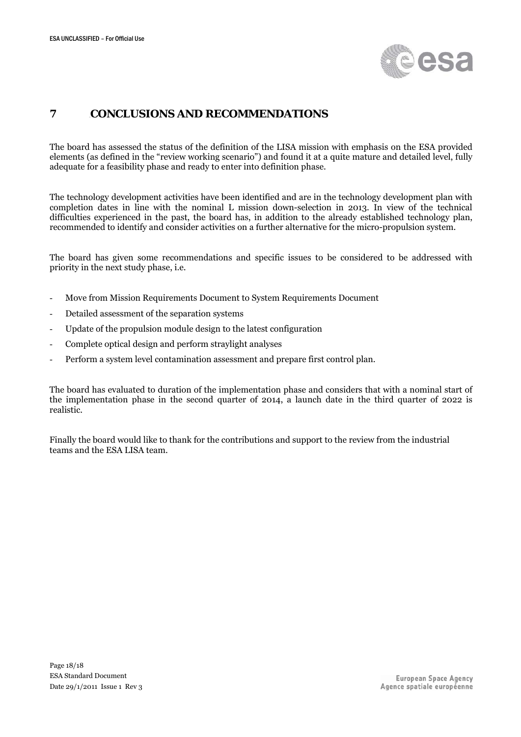# 7 CONCLUSIONS AND RECOMMENDATIONS

The board has assessed the status of the definition of the LISA mission with emphasis on the ESA provided elements (as defined in the "review working scenario") and found it at a quite mature and detailed level, fully adequate for a feasibility phase and ready to enter into definition phase.

The technology development activities have been identified and are in the technology development plan with completion dates in line with the nominal L mission down-selection in 2013. In view of the technical difficulties experienced in the past, the board has, in addition to the already established technology plan, recommended to identify and consider activities on a further alternative for the micro-propulsion system.

The board has given some recommendations and specific issues to be considered to be addressed with priority in the next study phase, i.e.

- Move from Mission Requirements Document to System Requirements Document
- Detailed assessment of the separation systems
- Update of the propulsion module design to the latest configuration
- Complete optical design and perform straylight analyses
- Perform a system level contamination assessment and prepare first control plan.

The board has evaluated to duration of the implementation phase and considers that with a nominal start of the implementation phase in the second quarter of 2014, a launch date in the third quarter of 2022 is realistic.

Finally the board would like to thank for the contributions and support to the review from the industrial teams and the ESA LISA team.